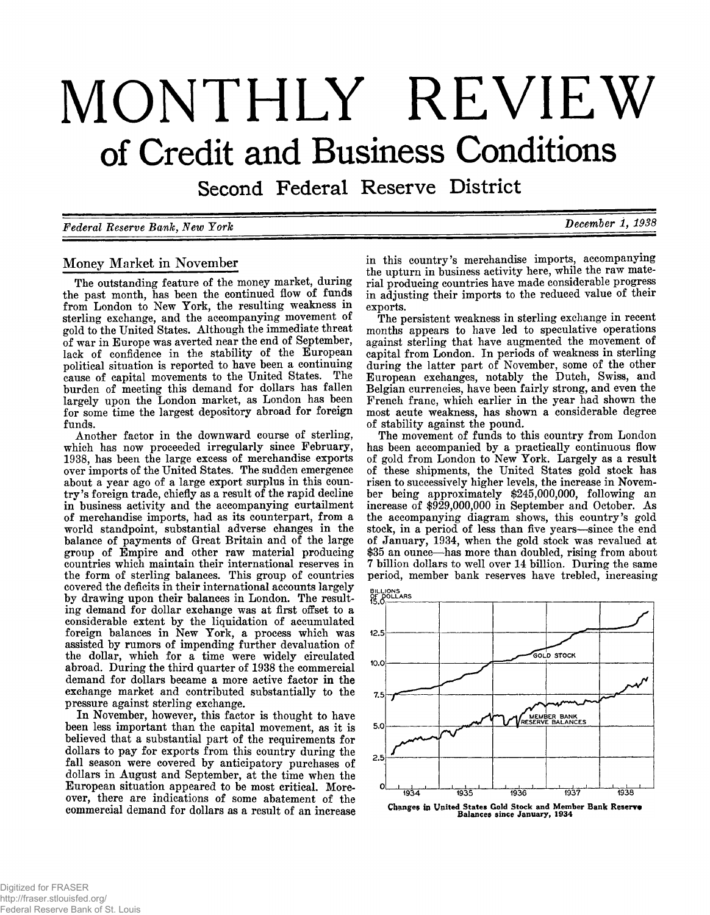# MONTHLY REVIEW

## of Credit and Business Conditions

### Second Federal Reserve District

*Federal Reserve Bank, New York* *December 1, 1938*

## Money Market in November

The outstanding feature of the money market, during the past month, has been the continued flow of funds from London to New York, the resulting weakness in sterling exchange, and the accompanying movement of gold to the United States. Although the immediate threat of war in Europe was averted near the end of September, lack of confidence in the stability of the European political situation is reported to have been a continuing cause of capital movements to the United States. The burden of meeting this demand for dollars has fallen largely upon the London market, as London has been for some time the largest depository abroad for foreign funds.

Another factor in the downward course of sterling, which has now proceeded irregularly since February, 1938, has been the large excess of merchandise exports over imports of the United States. The sudden emergence about a year ago of a large export surplus in this country's foreign trade, chiefly as a result of the rapid decline in business activity and the accompanying curtailment of merchandise imports, had as its counterpart, from a world standpoint, substantial adverse changes in the balance of payments of Great Britain and of the large group of Empire and other raw material producing countries which maintain their international reserves in the form of sterling balances. This group of countries covered the deficits in their international accounts largely by drawing upon their balances in London. The resulting demand for dollar exchange was at first offset to a considerable extent by the liquidation of accumulated foreign balances in New York, a process which was assisted by rumors of impending further devaluation of the dollar, which for a time were widely circulated abroad. During the third quarter of 1938 the commercial demand for dollars became a more active factor in the exchange market and contributed substantially to the pressure against sterling exchange.

In November, however, this factor is thought to have been less important than the capital movement, as it is believed that a substantial part of the requirements for dollars to pay for exports from this country during the fall season were covered by anticipatory purchases of dollars in August and September, at the time when the European situation appeared to be most critical. Moreover, there are indications of some abatement of the commercial demand for dollars as a result of an increase in this country's merchandise imports, accompanying the upturn in business activity here, while the raw material producing countries have made considerable progress in adjusting their imports to the reduced value of their exports.

The persistent weakness in sterling exchange in recent months appears to have led to speculative operations against sterling that have augmented the movement of capital from London. In periods of weakness in sterling during the latter part of November, some of the other European exchanges, notably the Dutch, Swiss, and Belgian currencies, have been fairly strong, and even the French franc, which earlier in the year had shown the most acute weakness, has shown a considerable degree of stability against the pound.

The movement of funds to this country from London has been accompanied by a practically continuous flow of gold from London to New York. Largely as a result of these shipments, the United States gold stock has risen to successively higher levels, the increase in November being approximately $245,000,000, following an increase of $929,000,000 in September and October. As the accompanying diagram shows, this country's gold stock, in a period of less than five years—since the end of January, 1934, when the gold stock was revalued at $35 an ounce—has more than doubled, rising from about 7 billion dollars to well over 14 billion. During the same period, member bank reserves have trebled, increasing

**Changes in United States Gold Stock and Member Bank Reserve Balances since January, 1934**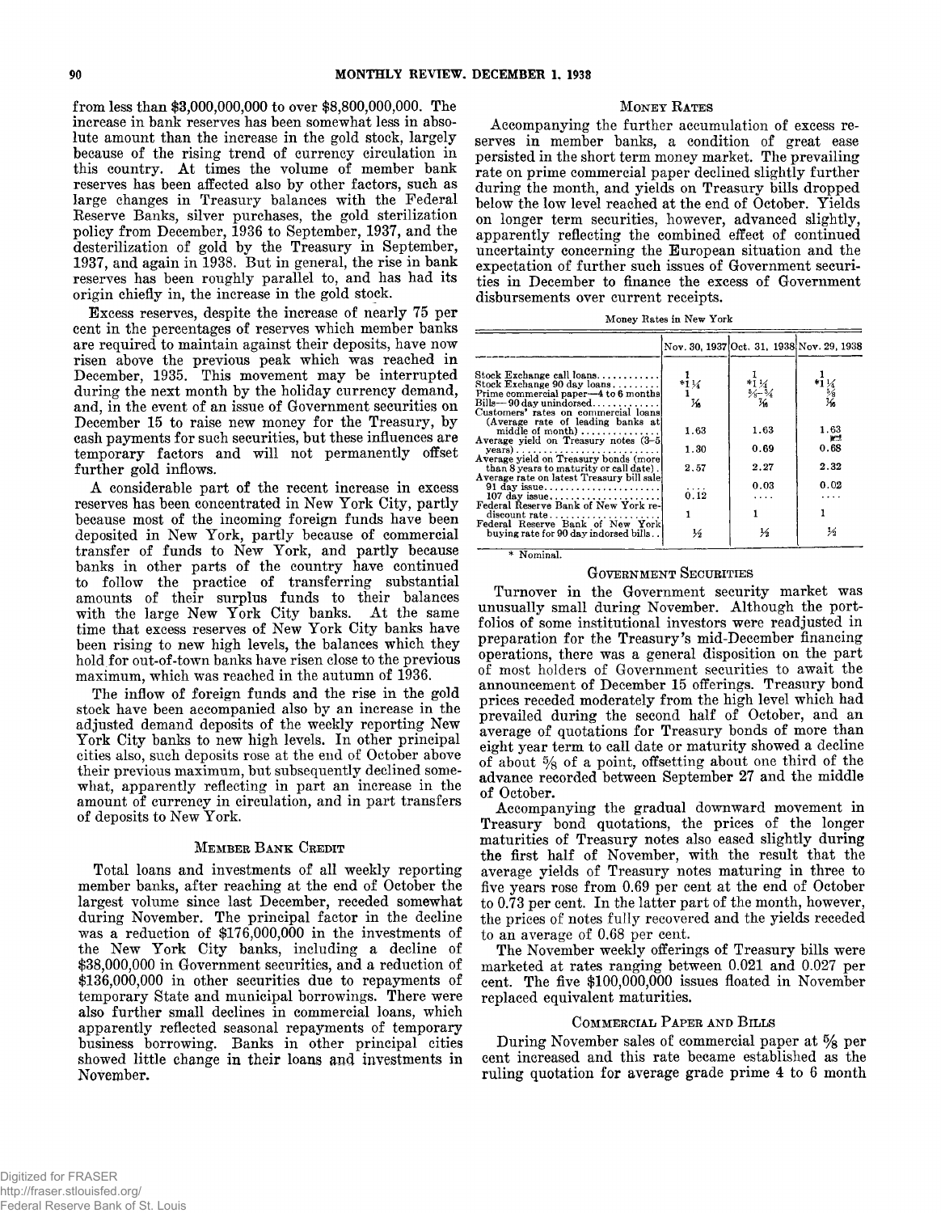from less than $3,000,000,000 to over $8,800,000,000. The increase in bank reserves has been somewhat less in absolute amount than the increase in the gold stock, largely because of the rising trend of currency circulation in this country. At times the volume of member bank reserves has been affected also by other factors, such as large changes in Treasury balances with the Federal Reserve Banks, silver purchases, the gold sterilization policy from December, 1936 to September, 1937, and the desterilization of gold by the Treasury in September, 1937, and again in 1938. But in general, the rise in bank reserves has been roughly parallel to, and has had its origin chiefly in, the increase in the gold stock.

Excess reserves, despite the increase of nearly 75 per cent in the percentages of reserves which member banks are required to maintain against their deposits, have now risen above the previous peak which was reached in December, 1935. This movement may be interrupted during the next month by the holiday currency demand, and, in the event of an issue of Government securities on December 15 to raise new money for the Treasury, by cash payments for such securities, but these influences are temporary factors and will not permanently offset further gold inflows.

A considerable part of the recent increase in excess reserves has been concentrated in New York City, partly because most of the incoming foreign funds have been deposited in New York, partly because of commercial transfer of funds to New York, and partly because banks in other parts of the country have continued to follow the practice of transferring substantial amounts of their surplus funds to their balances with the large New York City banks. At the same time that excess reserves of New York City banks have been rising to new high levels, the balances which they hold for out-of-town banks have risen close to the previous maximum, which was reached in the autumn of 1936.

The inflow of foreign funds and the rise in the gold stock have been accompanied also by an increase in the adjusted demand deposits of the weekly reporting New York City banks to new high levels. In other principal cities also, such deposits rose at the end of October above their previous maximum, but subsequently declined somewhat, apparently reflecting in part an increase in the amount of currency in circulation, and in part transfers of deposits to New York.

## Member Bank Credit

Total loans and investments of all weekly reporting member banks, after reaching at the end of October the largest volume since last December, receded somewhat during November. The principal factor in the decline was a reduction of $176,000,000 in the investments of the New York City banks, including a decline of $38,000,000 in Government securities, and a reduction of $136,000,000 in other securities due to repayments of temporary State and municipal borrowings. There were also further small declines in commercial loans, which apparently reflected seasonal repayments of temporary business borrowing. Banks in other principal cities showed little change in their loans and investments in November.

## Money Rates

Accompanying the further accumulation of excess reserves in member banks, a condition of great ease persisted in the short term money market. The prevailing rate on prime commercial paper declined slightly further during the month, and yields on Treasury bills dropped below the low level reached at the end of October. Yields on longer term securities, however, advanced slightly, apparently reflecting the combined effect of continued uncertainty concerning the European situation and the expectation of further such issues of Government securities in December to finance the excess of Government disbursements over current receipts.

Money Rates in New York

| | Nov. 30, 1937 | Oct. 31, 1938 | Nov. 29, 1938 |
|---|---|---|---|
| Stock Exchange call loans | 1 | 1 | 1 |
| Stock Exchange 90 day loans | *1¼ | *1¼ | *1¼ |
| Prime commercial paper—4 to 6 months | 1 | ⅝–¾ | ⅝ |
| Bills—90 day unindorsed | 7/16 | 7/16 | 7/16 |
| Customers' rates on commercial loans (Average rate of leading banks at middle of month) | 1.63 | 1.63 | 1.63 |
| Average yield on Treasury notes (3-5 years) | 1.30 | 0.69 | 0.68 |
| Average yield on Treasury bonds (more than 8 years to maturity or call date) | 2.57 | 2.27 | 2.32 |
| Average rate on latest Treasury bill sale 91 day issue | .... | 0.03 | 0.02 |
| 107 day issue | 0.12 | .... | .... |
| Federal Reserve Bank of New York rediscount rate | 1 | 1 | 1 |
| Federal Reserve Bank of New York buying rate for 90 day indorsed bills | ½ | ½ | ½ |

\* Nominal.

## Government Securities

Turnover in the Government security market was unusually small during November. Although the portfolios of some institutional investors were readjusted in preparation for the Treasury's mid-December financing operations, there was a general disposition on the part of most holders of Government securities to await the announcement of December 15 offerings. Treasury bond prices receded moderately from the high level which had prevailed during the second half of October, and an average of quotations for Treasury bonds of more than eight year term to call date or maturity showed a decline of about ⅝ of a point, offsetting about one third of the advance recorded between September 27 and the middle of October.

Accompanying the gradual downward movement in Treasury bond quotations, the prices of the longer maturities of Treasury notes also eased slightly during the first half of November, with the result that the average yields of Treasury notes maturing in three to five years rose from 0.69 per cent at the end of October to 0.73 per cent. In the latter part of the month, however, the prices of notes fully recovered and the yields receded to an average of 0.68 per cent.

The November weekly offerings of Treasury bills were marketed at rates ranging between 0.021 and 0.027 per cent. The five $100,000,000 issues floated in November replaced equivalent maturities.

## Commercial Paper and Bills

During November sales of commercial paper at ⅝ per cent increased and this rate became established as the ruling quotation for average grade prime 4 to 6 month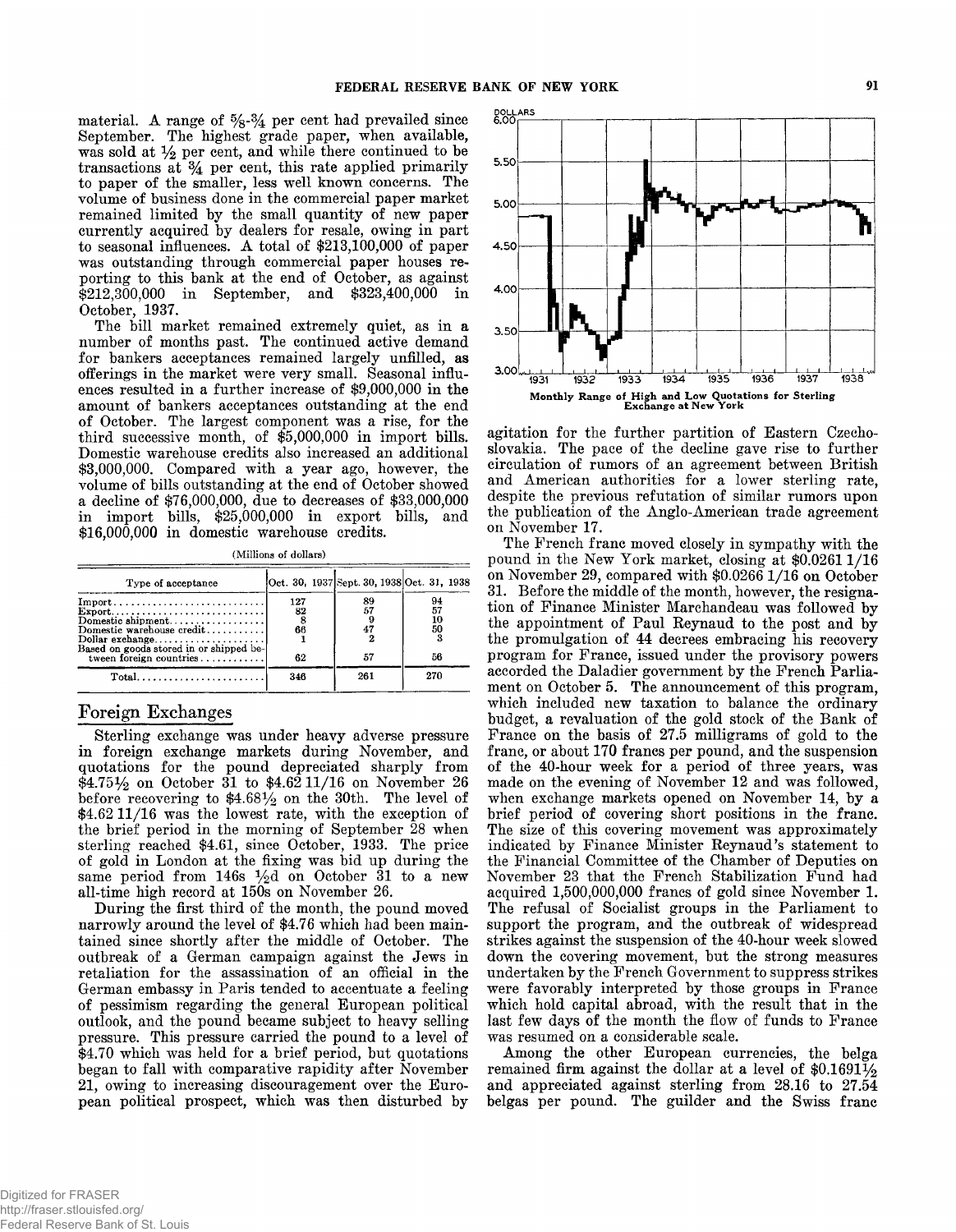material. A range of ⅝-¾ per cent had prevailed since September. The highest grade paper, when available, was sold at ½ per cent, and while there continued to be transactions at ¾ per cent, this rate applied primarily to paper of the smaller, less well known concerns. The volume of business done in the commercial paper market remained limited by the small quantity of new paper currently acquired by dealers for resale, owing in part to seasonal influences. A total of $213,100,000 of paper was outstanding through commercial paper houses reporting to this bank at the end of October, as against $212,300,000 in September, and $323,400,000 in October, 1937.

The bill market remained extremely quiet, as in a number of months past. The continued active demand for bankers acceptances remained largely unfilled, as offerings in the market were very small. Seasonal influences resulted in a further increase of $9,000,000 in the amount of bankers acceptances outstanding at the end of October. The largest component was a rise, for the third successive month, of $5,000,000 in import bills. Domestic warehouse credits also increased an additional $3,000,000. Compared with a year ago, however, the volume of bills outstanding at the end of October showed a decline of $76,000,000, due to decreases of $33,000,000 in import bills, $25,000,000 in export bills, and $16,000,000 in domestic warehouse credits.

(Millions of dollars)

| Type of acceptance | Oct. 30, 1937 | Sept. 30, 1938 | Oct. 31, 1938 |
|---|---|---|---|
| Import | 127 | 89 | 94 |
| Export | 82 | 57 | 57 |
| Domestic shipment | 8 | 9 | 10 |
| Domestic warehouse credit | 66 | 47 | 50 |
| Dollar exchange | 1 | 2 | 3 |
| Based on goods stored in or shipped between foreign countries | 62 | 57 | 56 |
| Total | 346 | 261 | 270 |

## Foreign Exchanges

Sterling exchange was under heavy adverse pressure in foreign exchange markets during November, and quotations for the pound depreciated sharply from $4.75½ on October 31 to $4.62 11/16 on November 26 before recovering to $4.68½ on the 30th. The level of $4.62 11/16 was the lowest rate, with the exception of the brief period in the morning of September 28 when sterling reached $4.61, since October, 1933. The price of gold in London at the fixing was bid up during the same period from 146s ½d on October 31 to a new all-time high record at 150s on November 26.

During the first third of the month, the pound moved narrowly around the level of $4.76 which had been maintained since shortly after the middle of October. The outbreak of a German campaign against the Jews in retaliation for the assassination of an official in the German embassy in Paris tended to accentuate a feeling of pessimism regarding the general European political outlook, and the pound became subject to heavy selling pressure. This pressure carried the pound to a level of $4.70 which was held for a brief period, but quotations began to fall with comparative rapidity after November 21, owing to increasing discouragement over the European political prospect, which was then disturbed by agitation for the further partition of Eastern Czechoslovakia. The pace of the decline gave rise to further circulation of rumors of an agreement between British and American authorities for a lower sterling rate, despite the previous refutation of similar rumors upon the publication of the Anglo-American trade agreement on November 17.

Monthly Range of High and Low Quotations for Sterling Exchange at New York

The French franc moved closely in sympathy with the pound in the New York market, closing at $0.0261 1/16 on November 29, compared with $0.0266 1/16 on October 31. Before the middle of the month, however, the resignation of Finance Minister Marchandeau was followed by the appointment of Paul Reynaud to the post and by the promulgation of 44 decrees embracing his recovery program for France, issued under the provisory powers accorded the Daladier government by the French Parliament on October 5. The announcement of this program, which included new taxation to balance the ordinary budget, a revaluation of the gold stock of the Bank of France on the basis of 27.5 milligrams of gold to the franc, or about 170 francs per pound, and the suspension of the 40-hour week for a period of three years, was made on the evening of November 12 and was followed, when exchange markets opened on November 14, by a brief period of covering short positions in the franc. The size of this covering movement was approximately indicated by Finance Minister Reynaud's statement to the Financial Committee of the Chamber of Deputies on November 23 that the French Stabilization Fund had acquired 1,500,000,000 francs of gold since November 1. The refusal of Socialist groups in the Parliament to support the program, and the outbreak of widespread strikes against the suspension of the 40-hour week slowed down the covering movement, but the strong measures undertaken by the French Government to suppress strikes were favorably interpreted by those groups in France which hold capital abroad, with the result that in the last few days of the month the flow of funds to France was resumed on a considerable scale.

Among the other European currencies, the belga remained firm against the dollar at a level of $0.1691½ and appreciated against sterling from 28.16 to 27.54 belgas per pound. The guilder and the Swiss franc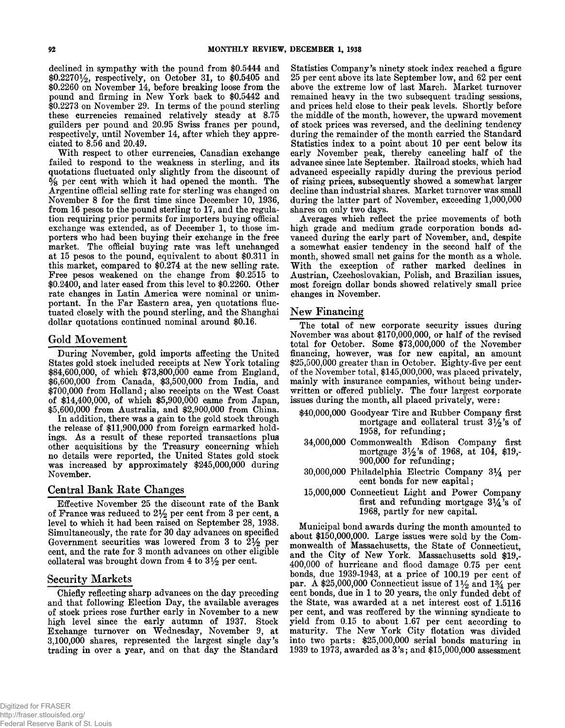declined in sympathy with the pound from \$0.5444 and \$0.2270½, respectively, on October 31, to \$0.5405 and \$0.2260 on November 14, before breaking loose from the pound and firming in New York back to \$0.5442 and \$0.2273 on November 29. In terms of the pound sterling these currencies remained relatively steady at 8.75 guilders per pound and 20.95 Swiss francs per pound, respectively, until November 14, after which they appreciated to 8.56 and 20.49.

With respect to other currencies, Canadian exchange failed to respond to the weakness in sterling, and its quotations fluctuated only slightly from the discount of ⅝ per cent with which it had opened the month. The Argentine official selling rate for sterling was changed on November 8 for the first time since December 10, 1936, from 16 pesos to the pound sterling to 17, and the regulation requiring prior permits for importers buying official exchange was extended, as of December 1, to those importers who had been buying their exchange in the free market. The official buying rate was left unchanged at 15 pesos to the pound, equivalent to about \$0.311 in this market, compared to \$0.274 at the new selling rate. Free pesos weakened on the change from \$0.2515 to \$0.2400, and later eased from this level to \$0.2260. Other rate changes in Latin America were nominal or unimportant. In the Far Eastern area, yen quotations fluctuated closely with the pound sterling, and the Shanghai dollar quotations continued nominal around \$0.16.

## Gold Movement

During November, gold imports affecting the United States gold stock included receipts at New York totaling \$84,600,000, of which \$73,800,000 came from England, \$6,600,000 from Canada, \$3,500,000 from India, and \$700,000 from Holland; also receipts on the West Coast of \$14,400,000, of which \$5,900,000 came from Japan, \$5,600,000 from Australia, and \$2,900,000 from China.

In addition, there was a gain to the gold stock through the release of \$11,900,000 from foreign earmarked holdings. As a result of these reported transactions plus other acquisitions by the Treasury concerning which no details were reported, the United States gold stock was increased by approximately \$245,000,000 during November.

## Central Bank Rate Changes

Effective November 25 the discount rate of the Bank of France was reduced to 2½ per cent from 3 per cent, a level to which it had been raised on September 28, 1938. Simultaneously, the rate for 30 day advances on specified Government securities was lowered from 3 to 2½ per cent, and the rate for 3 month advances on other eligible collateral was brought down from 4 to 3½ per cent.

## Security Markets

Chiefly reflecting sharp advances on the day preceding and that following Election Day, the available averages of stock prices rose further early in November to a new high level since the early autumn of 1937. Stock Exchange turnover on Wednesday, November 9, at 3,100,000 shares, represented the largest single day's trading in over a year, and on that day the Standard Statistics Company's ninety stock index reached a figure 25 per cent above its late September low, and 62 per cent above the extreme low of last March. Market turnover remained heavy in the two subsequent trading sessions, and prices held close to their peak levels. Shortly before the middle of the month, however, the upward movement of stock prices was reversed, and the declining tendency during the remainder of the month carried the Standard Statistics index to a point about 10 per cent below its early November peak, thereby canceling half of the advance since late September. Railroad stocks, which had advanced especially rapidly during the previous period of rising prices, subsequently showed a somewhat larger decline than industrial shares. Market turnover was small during the latter part of November, exceeding 1,000,000 shares on only two days.

Averages which reflect the price movements of both high grade and medium grade corporation bonds advanced during the early part of November, and, despite a somewhat easier tendency in the second half of the month, showed small net gains for the month as a whole. With the exception of rather marked declines in Austrian, Czechoslovakian, Polish, and Brazilian issues, most foreign dollar bonds showed relatively small price changes in November.

## New Financing

The total of new corporate security issues during November was about \$170,000,000, or half of the revised total for October. Some \$73,000,000 of the November financing, however, was for new capital, an amount \$25,500,000 greater than in October. Eighty-five per cent of the November total, \$145,000,000, was placed privately, mainly with insurance companies, without being underwritten or offered publicly. The four largest corporate issues during the month, all placed privately, were:

- \$40,000,000 Goodyear Tire and Rubber Company first mortgage and collateral trust 3½'s of 1958, for refunding;
- 34,000,000 Commonwealth Edison Company first mortgage 3½'s of 1968, at 104, \$19,900,000 for refunding;
- 30,000,000 Philadelphia Electric Company 3¼ per cent bonds for new capital;
- 15,000,000 Connecticut Light and Power Company first and refunding mortgage 3¼'s of 1968, partly for new capital.

Municipal bond awards during the month amounted to about \$150,000,000. Large issues were sold by the Commonwealth of Massachusetts, the State of Connecticut, and the City of New York. Massachusetts sold \$19,400,000 of hurricane and flood damage 0.75 per cent bonds, due 1939-1943, at a price of 100.19 per cent of par. A \$25,000,000 Connecticut issue of 1½ and 1¾ per cent bonds, due in 1 to 20 years, the only funded debt of the State, was awarded at a net interest cost of 1.5116 per cent, and was reoffered by the winning syndicate to yield from 0.15 to about 1.67 per cent according to maturity. The New York City flotation was divided into two parts: \$25,000,000 serial bonds maturing in 1939 to 1973, awarded as 3's; and \$15,000,000 assessment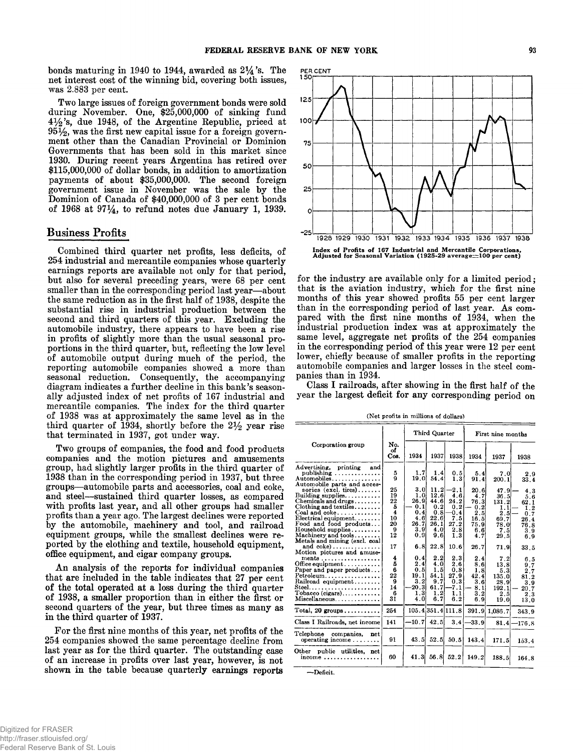bonds maturing in 1940 to 1944, awarded as 2¼'s. The net interest cost of the winning bid, covering both issues, was 2.883 per cent.

Two large issues of foreign government bonds were sold during November. One, $25,000,000 of sinking fund 4½'s, due 1948, of the Argentine Republic, priced at 95½, was the first new capital issue for a foreign government other than the Canadian Provincial or Dominion Governments that has been sold in this market since 1930. During recent years Argentina has retired over $115,000,000 of dollar bonds, in addition to amortization payments of about $35,000,000. The second foreign government issue in November was the sale by the Dominion of Canada of $40,000,000 of 3 per cent bonds of 1968 at 97¼, to refund notes due January 1, 1939.

## Business Profits

Combined third quarter net profits, less deficits, of 254 industrial and mercantile companies whose quarterly earnings reports are available not only for that period, but also for several preceding years, were 68 per cent smaller than in the corresponding period last year—about the same reduction as in the first half of 1938, despite the substantial rise in industrial production between the second and third quarters of this year. Excluding the automobile industry, there appears to have been a rise in profits of slightly more than the usual seasonal proportions in the third quarter, but, reflecting the low level of automobile output during much of the period, the reporting automobile companies showed a more than seasonal reduction. Consequently, the accompanying diagram indicates a further decline in this bank's seasonally adjusted index of net profits of 167 industrial and mercantile companies. The index for the third quarter of 1938 was at approximately the same level as in the third quarter of 1934, shortly before the 2½ year rise that terminated in 1937, got under way.

Two groups of companies, the food and food products companies and the motion pictures and amusements group, had slightly larger profits in the third quarter of 1938 than in the corresponding period in 1937, but three groups—automobile parts and accessories, coal and coke, and steel—sustained third quarter losses, as compared with profits last year, and all other groups had smaller profits than a year ago. The largest declines were reported by the automobile, machinery and tool, and railroad equipment groups, while the smallest declines were reported by the clothing and textile, household equipment, office equipment, and cigar company groups.

An analysis of the reports for individual companies that are included in the table indicates that 27 per cent of the total operated at a loss during the third quarter of 1938, a smaller proportion than in either the first or second quarters of the year, but three times as many as in the third quarter of 1937.

For the first nine months of this year, net profits of the 254 companies showed the same percentage decline from last year as for the third quarter. The outstanding case of an increase in profits over last year, however, is not shown in the table because quarterly earnings reports for the industry are available only for a limited period; that is the aviation industry, which for the first nine months of this year showed profits 55 per cent larger than in the corresponding period of last year. As compared with the first nine months of 1934, when the industrial production index was at approximately the same level, aggregate net profits of the 254 companies in the corresponding period of this year were 12 per cent lower, chiefly because of smaller profits in the reporting automobile companies and larger losses in the steel companies than in 1934.

Class I railroads, after showing in the first half of the year the largest deficit for any corresponding period on

Index of Profits of 167 Industrial and Mercantile Corporations, Adjusted for Seasonal Variation (1925-29 average=100 per cent)

(Net profits in millions of dollars)

| Corporation group | No. of Cos. | Third Quarter 1934 | Third Quarter 1937 | Third Quarter 1938 | First nine months 1934 | First nine months 1937 | First nine months 1938 |
|---|---|---|---|---|---|---|---|
| Advertising, printing and publishing | 5 | 1.7 | 1.4 | 0.5 | 5.4 | 7.0 | 2.9 |
| Automobiles | 9 | 19.0 | 54.4 | 1.3 | 91.4 | 200.1 | 33.4 |
| Automobile parts and accessories (excl. tires) | 25 | 3.0 | 11.2 | —2.1 | 20.6 | 47.9 | — 4.3 |
| Building supplies | 19 | 1.0 | 12.6 | 4.6 | 4.7 | 36.5 | 5.6 |
| Chemicals and drugs | 22 | 26.9 | 44.6 | 24.2 | 76.3 | 131.2 | 62.1 |
| Clothing and textiles | 5 | — 0.1 | 0.2 | 0.2 | — 0.2 | 1.1 | — 1.2 |
| Coal and coke | 4 | 0.4 | 0.8 | —0.4 | 2.5 | 2.5 | — 0.7 |
| Electrical equipment | 10 | 4.6 | 22.6 | 7.5 | 16.5 | 69.7 | 26.4 |
| Food and food products | 20 | 26.7 | 26.1 | 27.2 | 75.9 | 78.0 | 76.8 |
| Household supplies | 9 | 3.9 | 4.0 | 2.8 | 6.6 | 7.5 | 3.9 |
| Machinery and tools | 12 | 0.9 | 9.6 | 1.3 | 4.7 | 29.5 | 6.9 |
| Metals and mining (excl. coal and coke) | 17 | 6.8 | 22.8 | 10.6 | 26.7 | 71.9 | 33.5 |
| Motion pictures and amusements | 4 | 0.4 | 2.2 | 2.3 | 2.4 | 7.2 | 6.5 |
| Office equipment | 5 | 2.4 | 4.0 | 2.6 | 8.6 | 13.8 | 9.7 |
| Paper and paper products | 6 | 0.5 | 1.5 | 0.8 | 1.8 | 5.3 | 2.7 |
| Petroleum | 22 | 19.1 | 54.1 | 27.9 | 42.4 | 135.0 | 81.2 |
| Railroad equipment | 9 | 3.2 | 9.7 | 0.3 | 3.6 | 28.9 | 3.9 |
| Steel | 14 | —20.3 | 61.7 | —7.1 | — 8.1 | 192.1 | — 20.7 |
| Tobacco (cigars) | 6 | 1.3 | 1.2 | 1.1 | 3.2 | 2.5 | 2.3 |
| Miscellaneous | 31 | 4.0 | 6.7 | 6.2 | 6.9 | 19.0 | 13.0 |
| Total, 20 groups | 254 | 105.4 | 351.4 | 111.8 | 391.9 | 1,086.7 | 343.9 |
| Class I Railroads, net income | 141 | —10.7 | 42.5 | 3.4 | —33.9 | 81.4 | —176.8 |
| Telephone companies, net operating income | 91 | 43.5 | 52.5 | 50.5 | 143.4 | 171.5 | 153.4 |
| Other public utilities, net income | 60 | 41.3 | 56.8 | 52.2 | 149.2 | 188.5 | 164.8 |

—Deficit.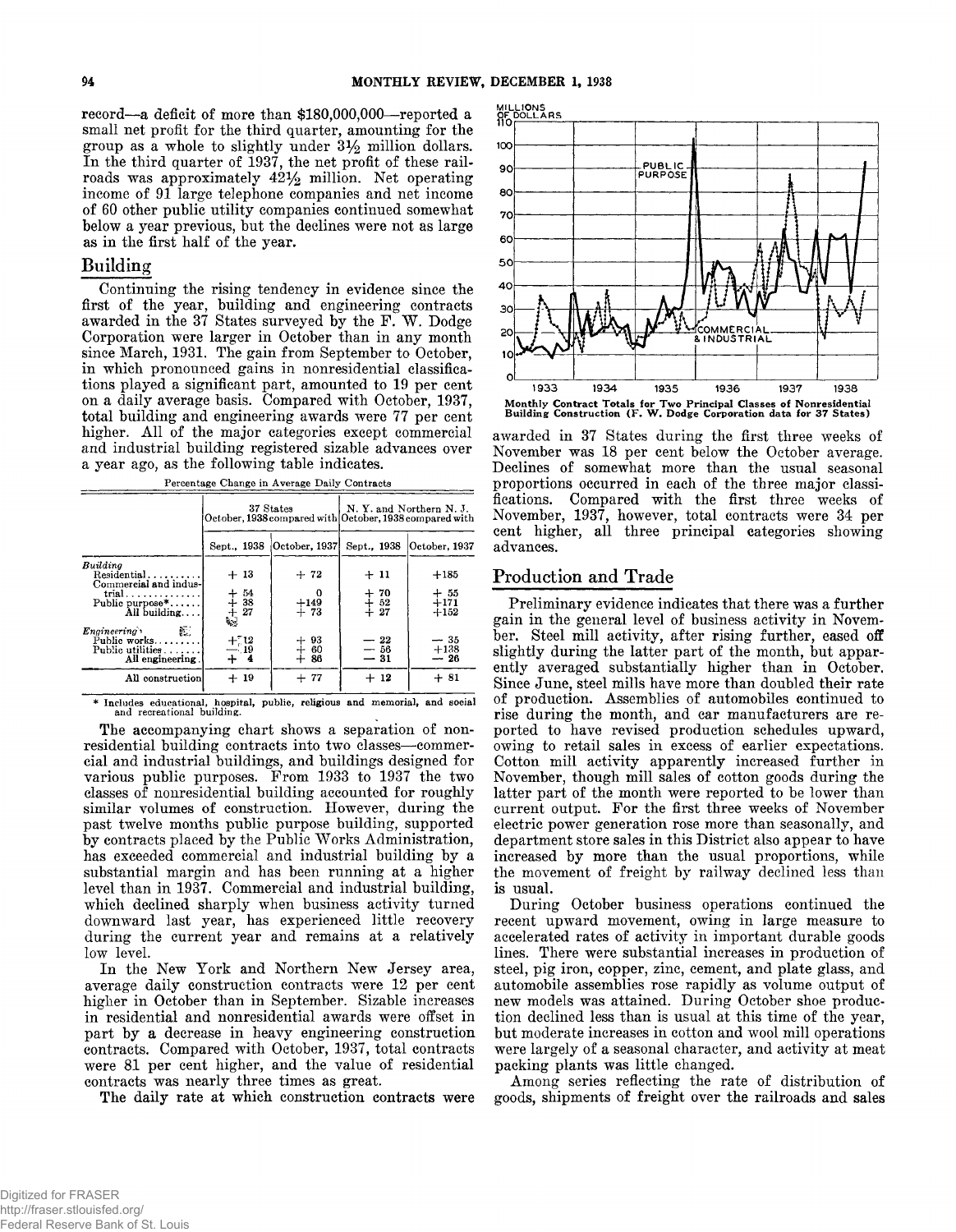record—a deficit of more than $180,000,000—reported a small net profit for the third quarter, amounting for the group as a whole to slightly under 3½ million dollars. In the third quarter of 1937, the net profit of these railroads was approximately 42½ million. Net operating income of 91 large telephone companies and net income of 60 other public utility companies continued somewhat below a year previous, but the declines were not as large as in the first half of the year.

## Building

Continuing the rising tendency in evidence since the first of the year, building and engineering contracts awarded in the 37 States surveyed by the F. W. Dodge Corporation were larger in October than in any month since March, 1931. The gain from September to October, in which pronounced gains in nonresidential classifications played a significant part, amounted to 19 per cent on a daily average basis. Compared with October, 1937, total building and engineering awards were 77 per cent higher. All of the major categories except commercial and industrial building registered sizable advances over a year ago, as the following table indicates.

Percentage Change in Average Daily Contracts

| | 37 States October, 1938 compared with | | N. Y. and Northern N. J. October, 1938 compared with | |
|---|---|---|---|---|
| | Sept., 1938 | October, 1937 | Sept., 1938 | October, 1937 |
| *Building* | | | | |
| Residential | + 13 | + 72 | + 11 | +185 |
| Commercial and industrial | + 54 | 0 | + 70 | + 55 |
| Public purpose* | + 38 | +149 | + 52 | +171 |
| All building | + 27 | + 73 | + 27 | +152 |
| *Engineering* | | | | |
| Public works | + 12 | + 93 | − 22 | − 35 |
| Public utilities | − 19 | + 60 | − 56 | +138 |
| All engineering | + 4 | + 86 | − 31 | − 26 |
| All construction | + 19 | + 77 | + 12 | + 81 |

\* Includes educational, hospital, public, religious and memorial, and social and recreational building.

The accompanying chart shows a separation of nonresidential building contracts into two classes—commercial and industrial buildings, and buildings designed for various public purposes. From 1933 to 1937 the two classes of nonresidential building accounted for roughly similar volumes of construction. However, during the past twelve months public purpose building, supported by contracts placed by the Public Works Administration, has exceeded commercial and industrial building by a substantial margin and has been running at a higher level than in 1937. Commercial and industrial building, which declined sharply when business activity turned downward last year, has experienced little recovery during the current year and remains at a relatively low level.

In the New York and Northern New Jersey area, average daily construction contracts were 12 per cent higher in October than in September. Sizable increases in residential and nonresidential awards were offset in part by a decrease in heavy engineering construction contracts. Compared with October, 1937, total contracts were 81 per cent higher, and the value of residential contracts was nearly three times as great.

The daily rate at which construction contracts were awarded in 37 States during the first three weeks of November was 18 per cent below the October average. Declines of somewhat more than the usual seasonal proportions occurred in each of the three major classifications. Compared with the first three weeks of November, 1937, however, total contracts were 34 per cent higher, all three principal categories showing advances.

Monthly Contract Totals for Two Principal Classes of Nonresidential Building Construction (F. W. Dodge Corporation data for 37 States)

## Production and Trade

Preliminary evidence indicates that there was a further gain in the general level of business activity in November. Steel mill activity, after rising further, eased off slightly during the latter part of the month, but apparently averaged substantially higher than in October. Since June, steel mills have more than doubled their rate of production. Assemblies of automobiles continued to rise during the month, and car manufacturers are reported to have revised production schedules upward, owing to retail sales in excess of earlier expectations. Cotton mill activity apparently increased further in November, though mill sales of cotton goods during the latter part of the month were reported to be lower than current output. For the first three weeks of November electric power generation rose more than seasonally, and department store sales in this District also appear to have increased by more than the usual proportions, while the movement of freight by railway declined less than is usual.

During October business operations continued the recent upward movement, owing in large measure to accelerated rates of activity in important durable goods lines. There were substantial increases in production of steel, pig iron, copper, zinc, cement, and plate glass, and automobile assemblies rose rapidly as volume output of new models was attained. During October shoe production declined less than is usual at this time of the year, but moderate increases in cotton and wool mill operations were largely of a seasonal character, and activity at meat packing plants was little changed.

Among series reflecting the rate of distribution of goods, shipments of freight over the railroads and sales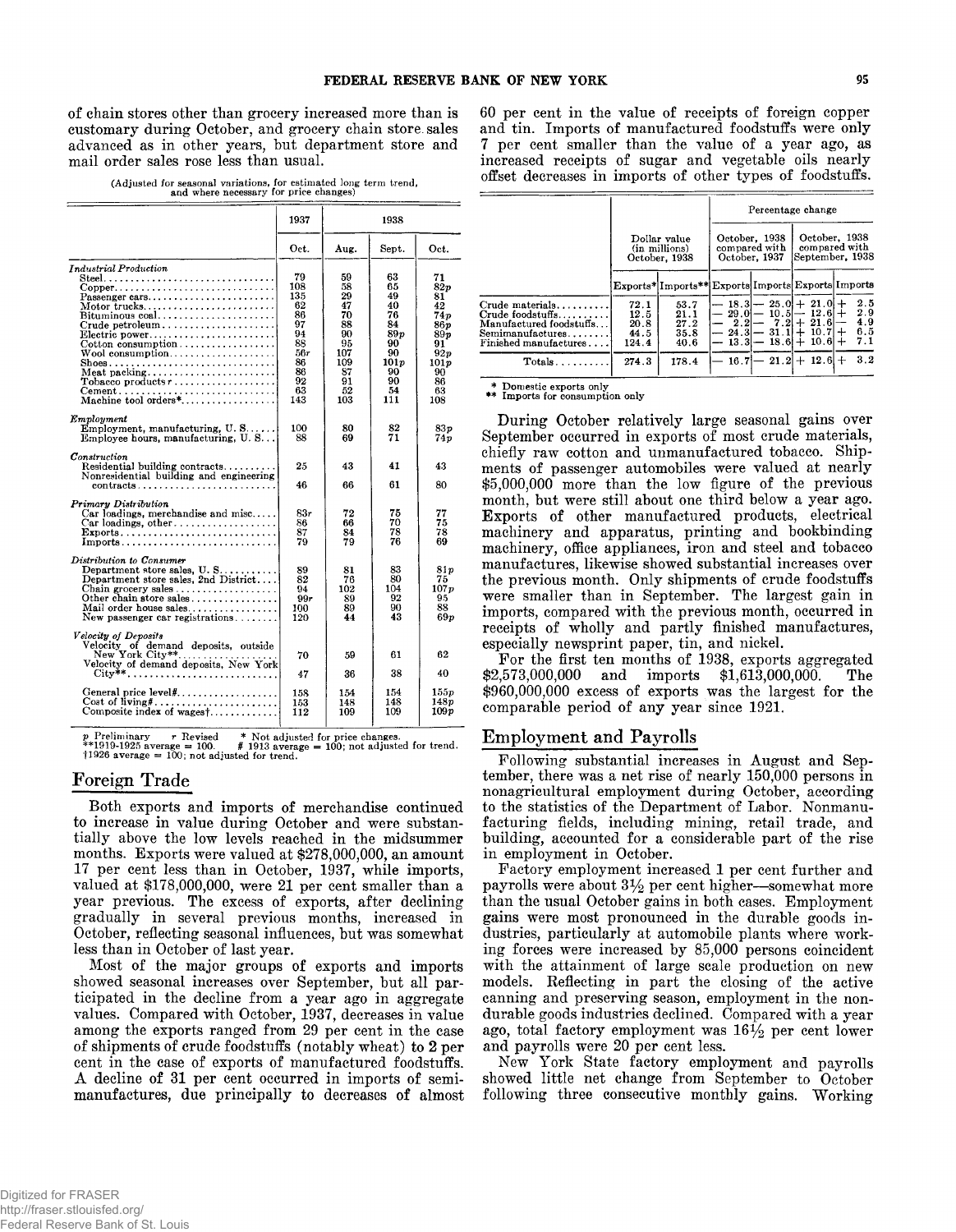of chain stores other than grocery increased more than is customary during October, and grocery chain store sales advanced as in other years, but department store and mail order sales rose less than usual.

(Adjusted for seasonal variations, for estimated long term trend, and where necessary for price changes)

| | 1937 | 1938 | | |
|---|---|---|---|---|
| | Oct. | Aug. | Sept. | Oct. |
| *Industrial Production* | | | | |
| Steel | 79 | 59 | 63 | 71 |
| Copper | 108 | 58 | 65 | 82p |
| Passenger cars | 135 | 29 | 49 | 81 |
| Motor trucks | 62 | 47 | 40 | 42 |
| Bituminous coal | 86 | 70 | 76 | 74p |
| Crude petroleum | 97 | 88 | 84 | 86p |
| Electric power | 94 | 90 | 89p | 89p |
| Cotton consumption | 88 | 95 | 90 | 91 |
| Wool consumption | 56r | 107 | 90 | 92p |
| Shoes | 86 | 109 | 101p | 101p |
| Meat packing | 86 | 87 | 90 | 90 |
| Tobacco products r | 92 | 91 | 90 | 86 |
| Cement | 63 | 52 | 54 | 63 |
| Machine tool orders* | 143 | 103 | 111 | 108 |
| *Employment* | | | | |
| Employment, manufacturing, U. S. | 100 | 80 | 82 | 83p |
| Employee hours, manufacturing, U. S. | 88 | 69 | 71 | 74p |
| *Construction* | | | | |
| Residential building contracts | 25 | 43 | 41 | 43 |
| Nonresidential building and engineering contracts | 46 | 66 | 61 | 80 |
| *Primary Distribution* | | | | |
| Car loadings, merchandise and misc. | 83r | 72 | 75 | 77 |
| Car loadings, other | 86 | 66 | 70 | 75 |
| Exports | 87 | 84 | 78 | 78 |
| Imports | 79 | 79 | 76 | 69 |
| *Distribution to Consumer* | | | | |
| Department store sales, U. S. | 89 | 81 | 83 | 81p |
| Department store sales, 2nd District | 82 | 76 | 80 | 75 |
| Chain grocery sales | 94 | 102 | 104 | 107p |
| Other chain store sales | 99r | 89 | 92 | 95 |
| Mail order house sales | 100 | 89 | 90 | 88 |
| New passenger car registrations | 120 | 44 | 43 | 69p |
| *Velocity of Deposits* | | | | |
| Velocity of demand deposits, outside New York City** | 70 | 59 | 61 | 62 |
| Velocity of demand deposits, New York City** | 47 | 36 | 38 | 40 |
| General price level# | 158 | 154 | 154 | 155p |
| Cost of living# | 153 | 148 | 148 | 148p |
| Composite index of wages† | 112 | 109 | 109 | 109p |

p Preliminary  r Revised  * Not adjusted for price changes.
**1919-1925 average = 100.  # 1913 average = 100; not adjusted for trend.
†1926 average = 100; not adjusted for trend.

## Foreign Trade

Both exports and imports of merchandise continued to increase in value during October and were substantially above the low levels reached in the midsummer months. Exports were valued at $278,000,000, an amount 17 per cent less than in October, 1937, while imports, valued at $178,000,000, were 21 per cent smaller than a year previous. The excess of exports, after declining gradually in several previous months, increased in October, reflecting seasonal influences, but was somewhat less than in October of last year.

Most of the major groups of exports and imports showed seasonal increases over September, but all participated in the decline from a year ago in aggregate values. Compared with October, 1937, decreases in value among the exports ranged from 29 per cent in the case of shipments of crude foodstuffs (notably wheat) to 2 per cent in the case of exports of manufactured foodstuffs. A decline of 31 per cent occurred in imports of semimanufactures, due principally to decreases of almost 60 per cent in the value of receipts of foreign copper and tin. Imports of manufactured foodstuffs were only 7 per cent smaller than the value of a year ago, as increased receipts of sugar and vegetable oils nearly offset decreases in imports of other types of foodstuffs.

| | Dollar value (in millions) October, 1938 | | Percentage change | | | |
|---|---|---|---|---|---|---|
| | | | October, 1938 compared with October, 1937 | | October, 1938 compared with September, 1938 | |
| | Exports* | Imports** | Exports | Imports | Exports | Imports |
| Crude materials | 72.1 | 53.7 | — 18.3 | — 25.0 | + 21.0 | + 2.5 |
| Crude foodstuffs | 12.5 | 21.1 | — 29.0 | — 10.5 | — 12.6 | + 2.9 |
| Manufactured foodstuffs | 20.8 | 27.2 | — 2.2 | — 7.2 | + 21.6 | — 4.9 |
| Semimanufactures | 44.5 | 35.8 | — 24.3 | — 31.1 | + 10.7 | + 6.5 |
| Finished manufactures | 124.4 | 40.6 | — 13.3 | — 18.6 | + 10.6 | + 7.1 |
| Totals | 274.3 | 178.4 | — 16.7 | — 21.2 | + 12.6 | + 3.2 |

\* Domestic exports only
** Imports for consumption only

During October relatively large seasonal gains over September occurred in exports of most crude materials, chiefly raw cotton and unmanufactured tobacco. Shipments of passenger automobiles were valued at nearly $5,000,000 more than the low figure of the previous month, but were still about one third below a year ago. Exports of other manufactured products, electrical machinery and apparatus, printing and bookbinding machinery, office appliances, iron and steel and tobacco manufactures, likewise showed substantial increases over the previous month. Only shipments of crude foodstuffs were smaller than in September. The largest gain in imports, compared with the previous month, occurred in receipts of wholly and partly finished manufactures, especially newsprint paper, tin, and nickel.

For the first ten months of 1938, exports aggregated $2,573,000,000 and imports $1,613,000,000. The $960,000,000 excess of exports was the largest for the comparable period of any year since 1921.

## Employment and Payrolls

Following substantial increases in August and September, there was a net rise of nearly 150,000 persons in nonagricultural employment during October, according to the statistics of the Department of Labor. Nonmanufacturing fields, including mining, retail trade, and building, accounted for a considerable part of the rise in employment in October.

Factory employment increased 1 per cent further and payrolls were about 3½ per cent higher—somewhat more than the usual October gains in both cases. Employment gains were most pronounced in the durable goods industries, particularly at automobile plants where working forces were increased by 85,000 persons coincident with the attainment of large scale production on new models. Reflecting in part the closing of the active canning and preserving season, employment in the nondurable goods industries declined. Compared with a year ago, total factory employment was 16½ per cent lower and payrolls were 20 per cent less.

New York State factory employment and payrolls showed little net change from September to October following three consecutive monthly gains. Working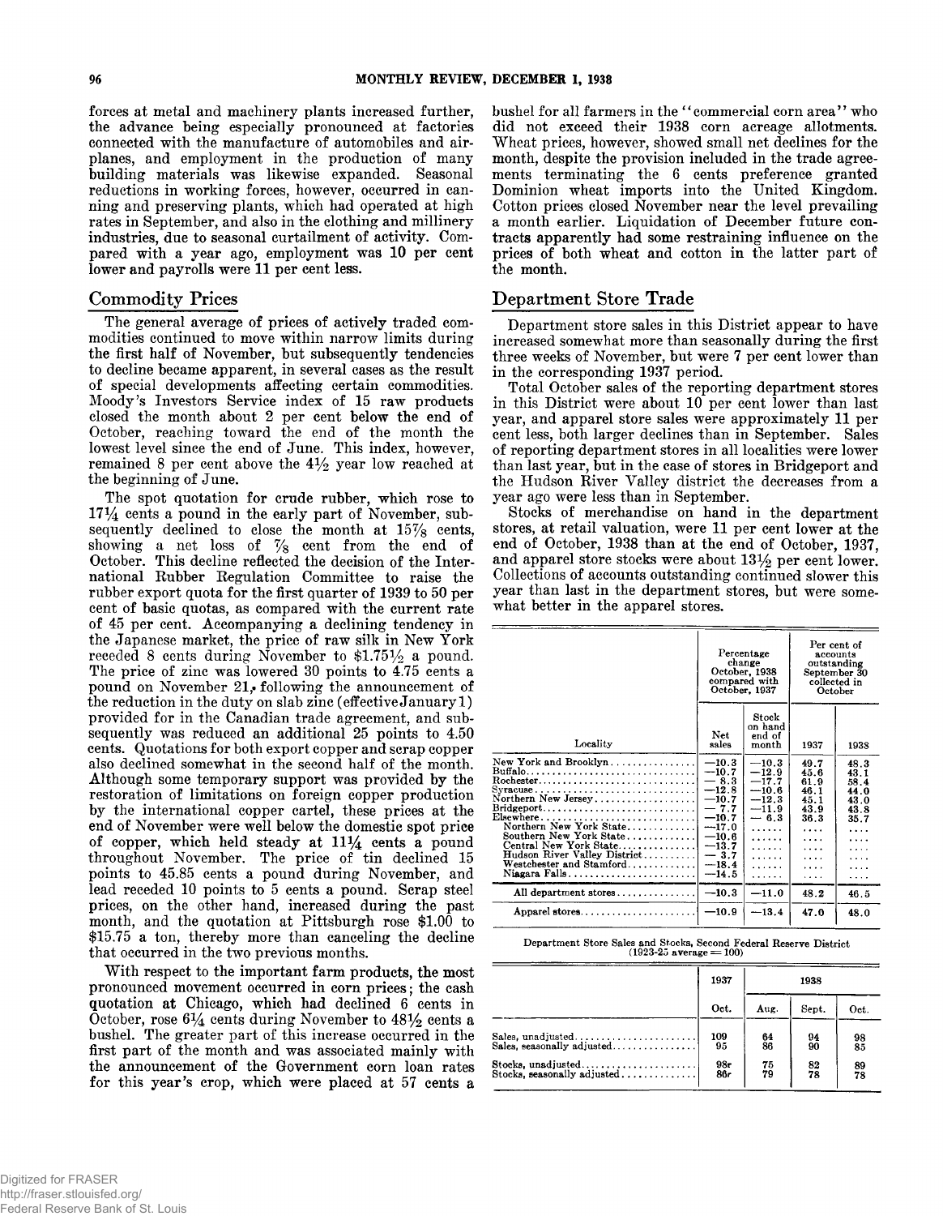forces at metal and machinery plants increased further, the advance being especially pronounced at factories connected with the manufacture of automobiles and airplanes, and employment in the production of many building materials was likewise expanded. Seasonal reductions in working forces, however, occurred in canning and preserving plants, which had operated at high rates in September, and also in the clothing and millinery industries, due to seasonal curtailment of activity. Compared with a year ago, employment was 10 per cent lower and payrolls were 11 per cent less.

## Commodity Prices

The general average of prices of actively traded commodities continued to move within narrow limits during the first half of November, but subsequently tendencies to decline became apparent, in several cases as the result of special developments affecting certain commodities. Moody's Investors Service index of 15 raw products closed the month about 2 per cent below the end of October, reaching toward the end of the month the lowest level since the end of June. This index, however, remained 8 per cent above the 4½ year low reached at the beginning of June.

The spot quotation for crude rubber, which rose to 17¼ cents a pound in the early part of November, subsequently declined to close the month at 15⅞ cents, showing a net loss of ⅞ cent from the end of October. This decline reflected the decision of the International Rubber Regulation Committee to raise the rubber export quota for the first quarter of 1939 to 50 per cent of basic quotas, as compared with the current rate of 45 per cent. Accompanying a declining tendency in the Japanese market, the price of raw silk in New York receded 8 cents during November to $1.75½ a pound. The price of zinc was lowered 30 points to 4.75 cents a pound on November 21, following the announcement of the reduction in the duty on slab zinc (effective January 1) provided for in the Canadian trade agreement, and subsequently was reduced an additional 25 points to 4.50 cents. Quotations for both export copper and scrap copper also declined somewhat in the second half of the month. Although some temporary support was provided by the restoration of limitations on foreign copper production by the international copper cartel, these prices at the end of November were well below the domestic spot price of copper, which held steady at 11¼ cents a pound throughout November. The price of tin declined 15 points to 45.85 cents a pound during November, and lead receded 10 points to 5 cents a pound. Scrap steel prices, on the other hand, increased during the past month, and the quotation at Pittsburgh rose $1.00 to $15.75 a ton, thereby more than canceling the decline that occurred in the two previous months.

With respect to the important farm products, the most pronounced movement occurred in corn prices; the cash quotation at Chicago, which had declined 6 cents in October, rose 6¼ cents during November to 48½ cents a bushel. The greater part of this increase occurred in the first part of the month and was associated mainly with the announcement of the Government corn loan rates for this year's crop, which were placed at 57 cents a bushel for all farmers in the "commercial corn area" who did not exceed their 1938 corn acreage allotments. Wheat prices, however, showed small net declines for the month, despite the provision included in the trade agreements terminating the 6 cents preference granted Dominion wheat imports into the United Kingdom. Cotton prices closed November near the level prevailing a month earlier. Liquidation of December future contracts apparently had some restraining influence on the prices of both wheat and cotton in the latter part of the month.

## Department Store Trade

Department store sales in this District appear to have increased somewhat more than seasonally during the first three weeks of November, but were 7 per cent lower than in the corresponding 1937 period.

Total October sales of the reporting department stores in this District were about 10 per cent lower than last year, and apparel store sales were approximately 11 per cent less, both larger declines than in September. Sales of reporting department stores in all localities were lower than last year, but in the case of stores in Bridgeport and the Hudson River Valley district the decreases from a year ago were less than in September.

Stocks of merchandise on hand in the department stores, at retail valuation, were 11 per cent lower at the end of October, 1938 than at the end of October, 1937, and apparel store stocks were about 13½ per cent lower. Collections of accounts outstanding continued slower this year than last in the department stores, but were somewhat better in the apparel stores.

| Locality | Percentage change October, 1938 compared with October, 1937 | | Per cent of accounts outstanding September 30 collected in October | |
|---|---|---|---|---|
| | Net sales | Stock on hand end of month | 1937 | 1938 |
| New York and Brooklyn | −10.3 | −10.3 | 49.7 | 48.3 |
| Buffalo | −10.7 | −12.9 | 45.6 | 43.1 |
| Rochester | − 8.3 | −17.7 | 61.9 | 58.4 |
| Syracuse | −12.8 | −10.6 | 46.1 | 44.0 |
| Northern New Jersey | −10.7 | −12.3 | 45.1 | 43.0 |
| Bridgeport | − 7.7 | −11.9 | 43.9 | 43.8 |
| Elsewhere | −10.7 | − 6.3 | 36.3 | 35.7 |
| Northern New York State | −17.0 | ...... | .... | .... |
| Southern New York State | −10.6 | ...... | .... | .... |
| Central New York State | −13.7 | ...... | .... | .... |
| Hudson River Valley District | − 3.7 | ...... | .... | .... |
| Westchester and Stamford | −18.4 | ...... | .... | .... |
| Niagara Falls | −14.5 | ...... | .... | .... |
| All department stores | −10.3 | −11.0 | 48.2 | 46.5 |
| Apparel stores | −10.9 | −13.4 | 47.0 | 48.0 |

Department Store Sales and Stocks, Second Federal Reserve District (1923-25 average = 100)

| | 1937 | 1938 | | |
|---|---|---|---|---|
| | Oct. | Aug. | Sept. | Oct. |
| Sales, unadjusted | 109 | 64 | 94 | 98 |
| Sales, seasonally adjusted | 95 | 86 | 90 | 85 |
| Stocks, unadjusted | 98r | 75 | 82 | 89 |
| Stocks, seasonally adjusted | 86r | 79 | 78 | 78 |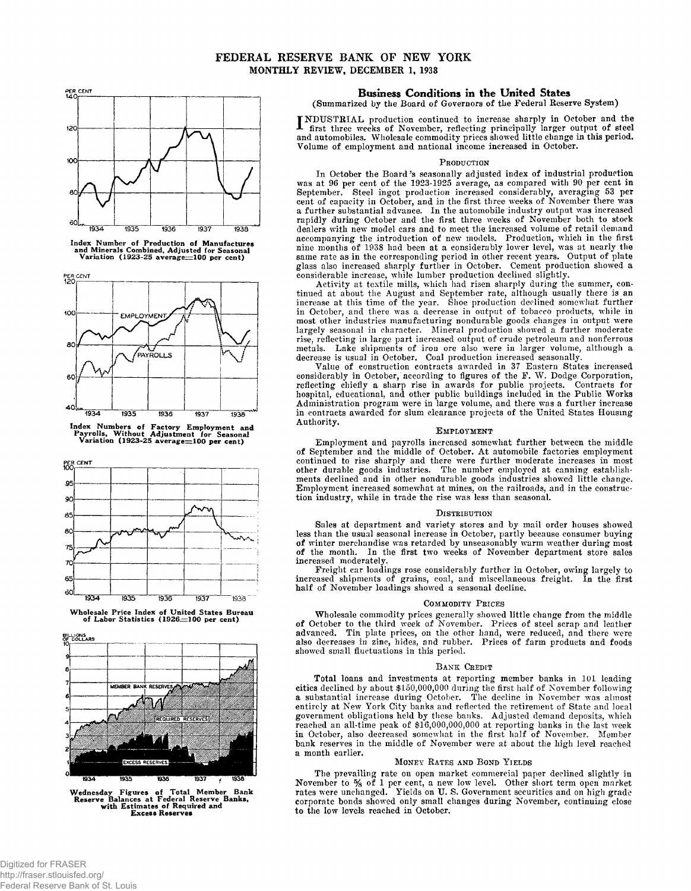# FEDERAL RESERVE BANK OF NEW YORK
MONTHLY REVIEW, DECEMBER 1, 1938

PER CENT
140
120
100
80
60
1934 1935 1936 1937 1938

Index Number of Production of Manufactures and Minerals Combined, Adjusted for Seasonal Variation (1923-25 average=100 per cent)

PER CENT
120
100
80
60
40
EMPLOYMENT
PAYROLLS
1934 1935 1936 1937 1938

Index Numbers of Factory Employment and Payrolls, Without Adjustment for Seasonal Variation (1923-25 average=100 per cent)

PER CENT
100
95
90
85
80
75
70
65
60
1934 1935 1936 1937 1938

Wholesale Price Index of United States Bureau of Labor Statistics (1926=100 per cent)

BILLIONS OF DOLLARS
10
9
8
7
6
5
4
3
2
1
0
MEMBER BANK RESERVES
REQUIRED RESERVES
EXCESS RESERVES
1934 1935 1936 1937 1938

Wednesday Figures of Total Member Bank Reserve Balances at Federal Reserve Banks, with Estimates of Required and Excess Reserves

## Business Conditions in the United States

(Summarized by the Board of Governors of the Federal Reserve System)

INDUSTRIAL production continued to increase sharply in October and the first three weeks of November, reflecting principally larger output of steel and automobiles. Wholesale commodity prices showed little change in this period. Volume of employment and national income increased in October.

### Production

In October the Board's seasonally adjusted index of industrial production was at 96 per cent of the 1923-1925 average, as compared with 90 per cent in September. Steel ingot production increased considerably, averaging 53 per cent of capacity in October, and in the first three weeks of November there was a further substantial advance. In the automobile industry output was increased rapidly during October and the first three weeks of November both to stock dealers with new model cars and to meet the increased volume of retail demand accompanying the introduction of new models. Production, which in the first nine months of 1938 had been at a considerably lower level, was at nearly the same rate as in the corresponding period in other recent years. Output of plate glass also increased sharply further in October. Cement production showed a considerable increase, while lumber production declined slightly.

Activity at textile mills, which had risen sharply during the summer, continued at about the August and September rate, although usually there is an increase at this time of the year. Shoe production declined somewhat further in October, and there was a decrease in output of tobacco products, while in most other industries manufacturing nondurable goods changes in output were largely seasonal in character. Mineral production showed a further moderate rise, reflecting in large part increased output of crude petroleum and nonferrous metals. Lake shipments of iron ore also were in larger volume, although a decrease is usual in October. Coal production increased seasonally.

Value of construction contracts awarded in 37 Eastern States increased considerably in October, according to figures of the F. W. Dodge Corporation, reflecting chiefly a sharp rise in awards for public projects. Contracts for hospital, educational, and other public buildings included in the Public Works Administration program were in large volume, and there was a further increase in contracts awarded for slum clearance projects of the United States Housing Authority.

### Employment

Employment and payrolls increased somewhat further between the middle of September and the middle of October. At automobile factories employment continued to rise sharply and there were further moderate increases in most other durable goods industries. The number employed at canning establishments declined and in other nondurable goods industries showed little change. Employment increased somewhat at mines, on the railroads, and in the construction industry, while in trade the rise was less than seasonal.

### Distribution

Sales at department and variety stores and by mail order houses showed less than the usual seasonal increase in October, partly because consumer buying of winter merchandise was retarded by unseasonably warm weather during most of the month. In the first two weeks of November department store sales increased moderately.

Freight car loadings rose considerably further in October, owing largely to increased shipments of grains, coal, and miscellaneous freight. In the first half of November loadings showed a seasonal decline.

### Commodity Prices

Wholesale commodity prices generally showed little change from the middle of October to the third week of November. Prices of steel scrap and leather advanced. Tin plate prices, on the other hand, were reduced, and there were also decreases in zinc, hides, and rubber. Prices of farm products and foods showed small fluctuations in this period.

### Bank Credit

Total loans and investments at reporting member banks in 101 leading cities declined by about $150,000,000 during the first half of November following a substantial increase during October. The decline in November was almost entirely at New York City banks and reflected the retirement of State and local government obligations held by these banks. Adjusted demand deposits, which reached an all-time peak of $16,000,000,000 at reporting banks in the last week in October, also decreased somewhat in the first half of November. Member bank reserves in the middle of November were at about the high level reached a month earlier.

### Money Rates and Bond Yields

The prevailing rate on open market commercial paper declined slightly in November to ⅝ of 1 per cent, a new low level. Other short term open market rates were unchanged. Yields on U. S. Government securities and on high grade corporate bonds showed only small changes during November, continuing close to the low levels reached in October.